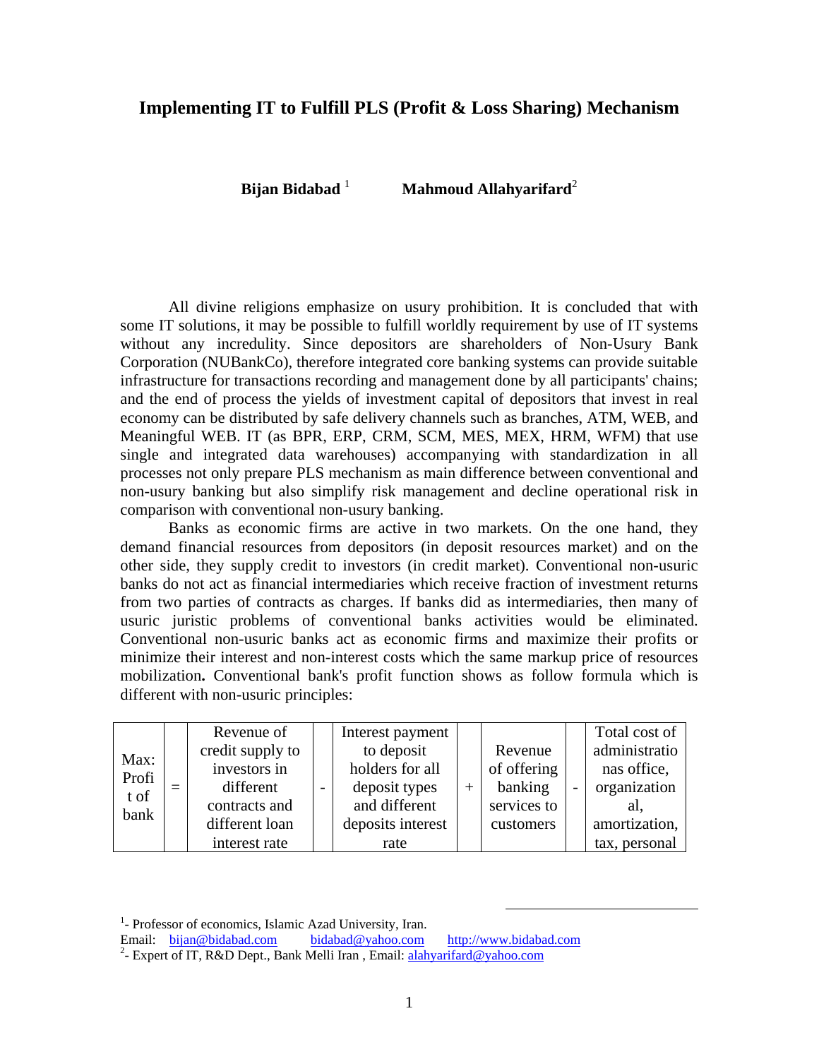# Implementing IT to Fulfill PLS (Profit & Loss Sharing) Mechanism

**Bijan Bidabad** [1] **Mahmoud Allahyarifard**[2]

All divine religions emphasize on usury prohibition. It is concluded that with some IT solutions, it may be possible to fulfill worldly requirement by use of IT systems without any incredulity. Since depositors are shareholders of Non-Usury Bank Corporation (NUBankCo), therefore integrated core banking systems can provide suitable infrastructure for transactions recording and management done by all participants' chains; and the end of process the yields of investment capital of depositors that invest in real economy can be distributed by safe delivery channels such as branches, ATM, WEB, and Meaningful WEB. IT (as BPR, ERP, CRM, SCM, MES, MEX, HRM, WFM) that use single and integrated data warehouses) accompanying with standardization in all processes not only prepare PLS mechanism as main difference between conventional and non-usury banking but also simplify risk management and decline operational risk in comparison with conventional non-usury banking.

Banks as economic firms are active in two markets. On the one hand, they demand financial resources from depositors (in deposit resources market) and on the other side, they supply credit to investors (in credit market). Conventional non-usuric banks do not act as financial intermediaries which receive fraction of investment returns from two parties of contracts as charges. If banks did as intermediaries, then many of usuric juristic problems of conventional banks activities would be eliminated. Conventional non-usuric banks act as economic firms and maximize their profits or minimize their interest and non-interest costs which the same markup price of resources mobilization**.** Conventional bank's profit function shows as follow formula which is different with non-usuric principles:

| Max: Profit of bank | = | Revenue of credit supply to investors in different contracts and different loan interest rate | - | Interest payment to deposit holders for all deposit types and different deposits interest rate | + | Revenue of offering banking services to customers | - | Total cost of administrationas office, organizational, amortization, tax, personal |
|---|---|---|---|---|---|---|---|---|

[1]- Professor of economics, Islamic Azad University, Iran.
Email: bijan@bidabad.com bidabad@yahoo.com http://www.bidabad.com

[2]- Expert of IT, R&D Dept., Bank Melli Iran , Email: alahyarifard@yahoo.com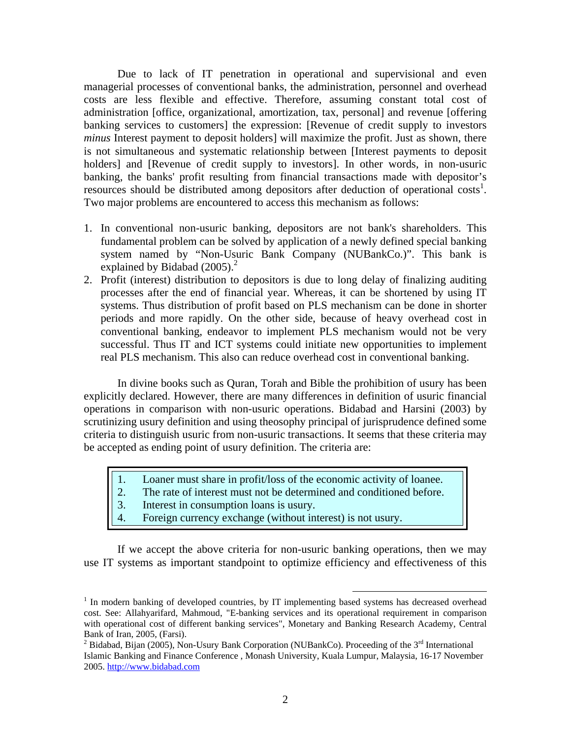Due to lack of IT penetration in operational and supervisional and even managerial processes of conventional banks, the administration, personnel and overhead costs are less flexible and effective. Therefore, assuming constant total cost of administration [office, organizational, amortization, tax, personal] and revenue [offering banking services to customers] the expression: [Revenue of credit supply to investors *minus* Interest payment to deposit holders] will maximize the profit. Just as shown, there is not simultaneous and systematic relationship between [Interest payments to deposit holders] and [Revenue of credit supply to investors]. In other words, in non-usuric banking, the banks' profit resulting from financial transactions made with depositor's resources should be distributed among depositors after deduction of operational costs[1]. Two major problems are encountered to access this mechanism as follows:

1. In conventional non-usuric banking, depositors are not bank's shareholders. This fundamental problem can be solved by application of a newly defined special banking system named by "Non-Usuric Bank Company (NUBankCo.)". This bank is explained by Bidabad (2005).[2]
2. Profit (interest) distribution to depositors is due to long delay of finalizing auditing processes after the end of financial year. Whereas, it can be shortened by using IT systems. Thus distribution of profit based on PLS mechanism can be done in shorter periods and more rapidly. On the other side, because of heavy overhead cost in conventional banking, endeavor to implement PLS mechanism would not be very successful. Thus IT and ICT systems could initiate new opportunities to implement real PLS mechanism. This also can reduce overhead cost in conventional banking.

In divine books such as Quran, Torah and Bible the prohibition of usury has been explicitly declared. However, there are many differences in definition of usuric financial operations in comparison with non-usuric operations. Bidabad and Harsini (2003) by scrutinizing usury definition and using theosophy principal of jurisprudence defined some criteria to distinguish usuric from non-usuric transactions. It seems that these criteria may be accepted as ending point of usury definition. The criteria are:

1. Loaner must share in profit/loss of the economic activity of loanee.
2. The rate of interest must not be determined and conditioned before.
3. Interest in consumption loans is usury.
4. Foreign currency exchange (without interest) is not usury.

If we accept the above criteria for non-usuric banking operations, then we may use IT systems as important standpoint to optimize efficiency and effectiveness of this

---

[1] In modern banking of developed countries, by IT implementing based systems has decreased overhead cost. See: Allahyarifard, Mahmoud, "E-banking services and its operational requirement in comparison with operational cost of different banking services", Monetary and Banking Research Academy, Central Bank of Iran, 2005, (Farsi).

[2] Bidabad, Bijan (2005), Non-Usury Bank Corporation (NUBankCo). Proceeding of the 3rd International Islamic Banking and Finance Conference , Monash University, Kuala Lumpur, Malaysia, 16-17 November 2005. http://www.bidabad.com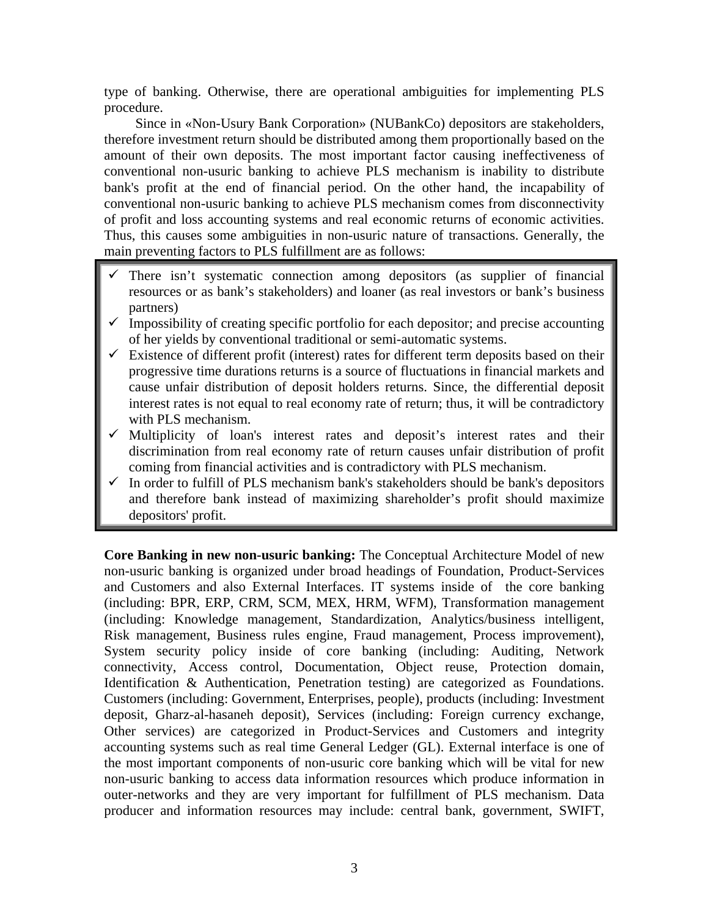type of banking. Otherwise, there are operational ambiguities for implementing PLS procedure.

Since in «Non-Usury Bank Corporation» (NUBankCo) depositors are stakeholders, therefore investment return should be distributed among them proportionally based on the amount of their own deposits. The most important factor causing ineffectiveness of conventional non-usuric banking to achieve PLS mechanism is inability to distribute bank's profit at the end of financial period. On the other hand, the incapability of conventional non-usuric banking to achieve PLS mechanism comes from disconnectivity of profit and loss accounting systems and real economic returns of economic activities. Thus, this causes some ambiguities in non-usuric nature of transactions. Generally, the main preventing factors to PLS fulfillment are as follows:

- ✓ There isn't systematic connection among depositors (as supplier of financial resources or as bank's stakeholders) and loaner (as real investors or bank's business partners)
- ✓ Impossibility of creating specific portfolio for each depositor; and precise accounting of her yields by conventional traditional or semi-automatic systems.
- ✓ Existence of different profit (interest) rates for different term deposits based on their progressive time durations returns is a source of fluctuations in financial markets and cause unfair distribution of deposit holders returns. Since, the differential deposit interest rates is not equal to real economy rate of return; thus, it will be contradictory with PLS mechanism.
- ✓ Multiplicity of loan's interest rates and deposit's interest rates and their discrimination from real economy rate of return causes unfair distribution of profit coming from financial activities and is contradictory with PLS mechanism.
- ✓ In order to fulfill of PLS mechanism bank's stakeholders should be bank's depositors and therefore bank instead of maximizing shareholder's profit should maximize depositors' profit.

**Core Banking in new non-usuric banking:** The Conceptual Architecture Model of new non-usuric banking is organized under broad headings of Foundation, Product-Services and Customers and also External Interfaces. IT systems inside of the core banking (including: BPR, ERP, CRM, SCM, MEX, HRM, WFM), Transformation management (including: Knowledge management, Standardization, Analytics/business intelligent, Risk management, Business rules engine, Fraud management, Process improvement), System security policy inside of core banking (including: Auditing, Network connectivity, Access control, Documentation, Object reuse, Protection domain, Identification & Authentication, Penetration testing) are categorized as Foundations. Customers (including: Government, Enterprises, people), products (including: Investment deposit, Gharz-al-hasaneh deposit), Services (including: Foreign currency exchange, Other services) are categorized in Product-Services and Customers and integrity accounting systems such as real time General Ledger (GL). External interface is one of the most important components of non-usuric core banking which will be vital for new non-usuric banking to access data information resources which produce information in outer-networks and they are very important for fulfillment of PLS mechanism. Data producer and information resources may include: central bank, government, SWIFT,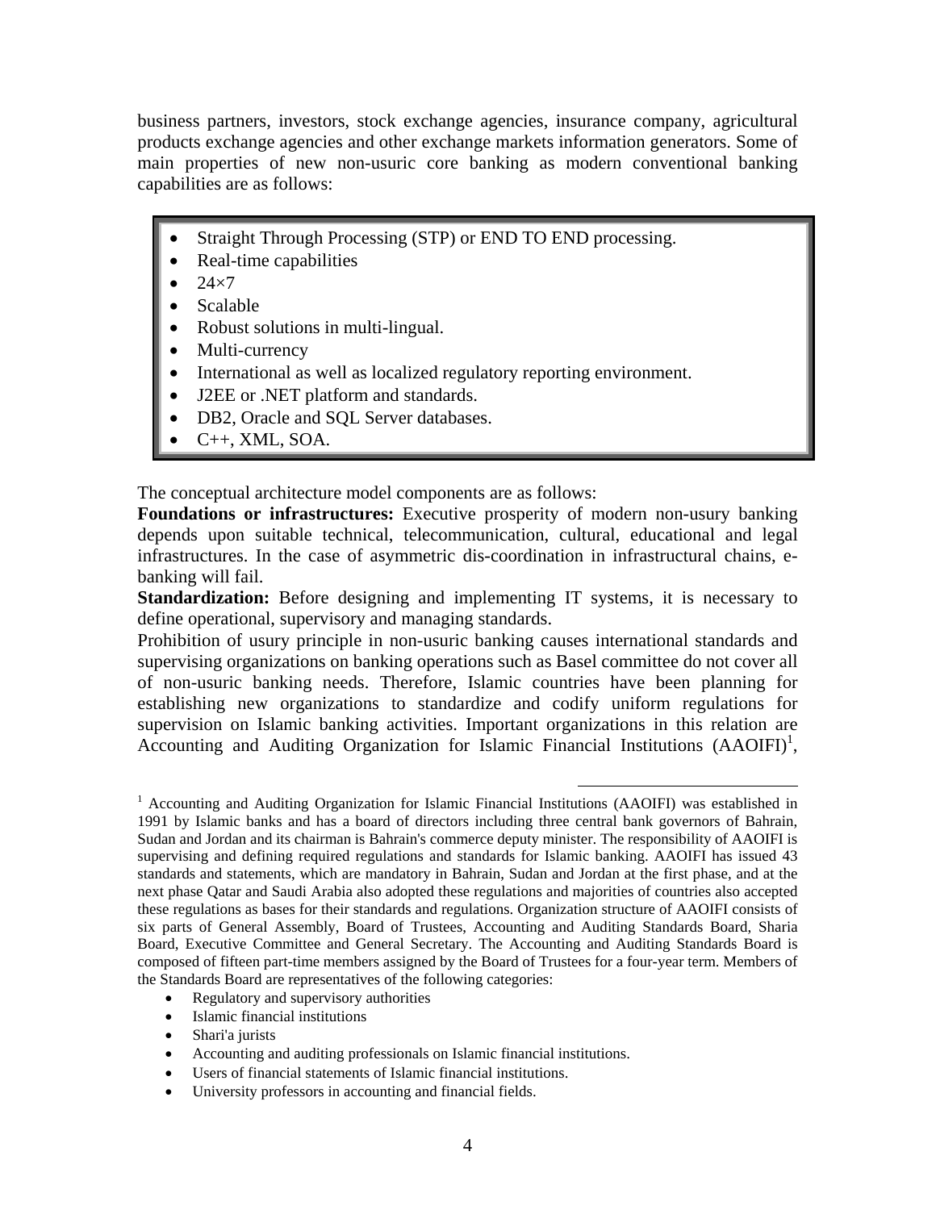business partners, investors, stock exchange agencies, insurance company, agricultural products exchange agencies and other exchange markets information generators. Some of main properties of new non-usuric core banking as modern conventional banking capabilities are as follows:

- Straight Through Processing (STP) or END TO END processing.
- Real-time capabilities
- 24×7
- Scalable
- Robust solutions in multi-lingual.
- Multi-currency
- International as well as localized regulatory reporting environment.
- J2EE or .NET platform and standards.
- DB2, Oracle and SQL Server databases.
- C++, XML, SOA.

The conceptual architecture model components are as follows:

**Foundations or infrastructures:** Executive prosperity of modern non-usury banking depends upon suitable technical, telecommunication, cultural, educational and legal infrastructures. In the case of asymmetric dis-coordination in infrastructural chains, e-banking will fail.

**Standardization:** Before designing and implementing IT systems, it is necessary to define operational, supervisory and managing standards.

Prohibition of usury principle in non-usuric banking causes international standards and supervising organizations on banking operations such as Basel committee do not cover all of non-usuric banking needs. Therefore, Islamic countries have been planning for establishing new organizations to standardize and codify uniform regulations for supervision on Islamic banking activities. Important organizations in this relation are Accounting and Auditing Organization for Islamic Financial Institutions (AAOIFI)[1],

---

[1] Accounting and Auditing Organization for Islamic Financial Institutions (AAOIFI) was established in 1991 by Islamic banks and has a board of directors including three central bank governors of Bahrain, Sudan and Jordan and its chairman is Bahrain's commerce deputy minister. The responsibility of AAOIFI is supervising and defining required regulations and standards for Islamic banking. AAOIFI has issued 43 standards and statements, which are mandatory in Bahrain, Sudan and Jordan at the first phase, and at the next phase Qatar and Saudi Arabia also adopted these regulations and majorities of countries also accepted these regulations as bases for their standards and regulations. Organization structure of AAOIFI consists of six parts of General Assembly, Board of Trustees, Accounting and Auditing Standards Board, Sharia Board, Executive Committee and General Secretary. The Accounting and Auditing Standards Board is composed of fifteen part-time members assigned by the Board of Trustees for a four-year term. Members of the Standards Board are representatives of the following categories:

- Regulatory and supervisory authorities
- Islamic financial institutions
- Shari'a jurists
- Accounting and auditing professionals on Islamic financial institutions.
- Users of financial statements of Islamic financial institutions.
- University professors in accounting and financial fields.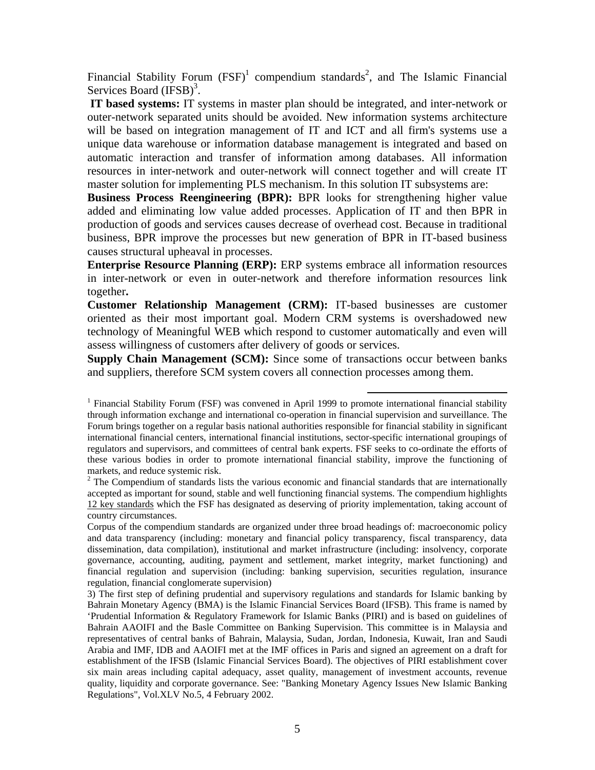Financial Stability Forum (FSF)[1] compendium standards[2], and The Islamic Financial Services Board (IFSB)[3].

**IT based systems:** IT systems in master plan should be integrated, and inter-network or outer-network separated units should be avoided. New information systems architecture will be based on integration management of IT and ICT and all firm's systems use a unique data warehouse or information database management is integrated and based on automatic interaction and transfer of information among databases. All information resources in inter-network and outer-network will connect together and will create IT master solution for implementing PLS mechanism. In this solution IT subsystems are:

**Business Process Reengineering (BPR):** BPR looks for strengthening higher value added and eliminating low value added processes. Application of IT and then BPR in production of goods and services causes decrease of overhead cost. Because in traditional business, BPR improve the processes but new generation of BPR in IT-based business causes structural upheaval in processes.

**Enterprise Resource Planning (ERP):** ERP systems embrace all information resources in inter-network or even in outer-network and therefore information resources link together**.**

**Customer Relationship Management (CRM):** IT-based businesses are customer oriented as their most important goal. Modern CRM systems is overshadowed new technology of Meaningful WEB which respond to customer automatically and even will assess willingness of customers after delivery of goods or services.

**Supply Chain Management (SCM):** Since some of transactions occur between banks and suppliers, therefore SCM system covers all connection processes among them.

---

[1] Financial Stability Forum (FSF) was convened in April 1999 to promote international financial stability through information exchange and international co-operation in financial supervision and surveillance. The Forum brings together on a regular basis national authorities responsible for financial stability in significant international financial centers, international financial institutions, sector-specific international groupings of regulators and supervisors, and committees of central bank experts. FSF seeks to co-ordinate the efforts of these various bodies in order to promote international financial stability, improve the functioning of markets, and reduce systemic risk.

[2] The Compendium of standards lists the various economic and financial standards that are internationally accepted as important for sound, stable and well functioning financial systems. The compendium highlights 12 key standards which the FSF has designated as deserving of priority implementation, taking account of country circumstances.

Corpus of the compendium standards are organized under three broad headings of: macroeconomic policy and data transparency (including: monetary and financial policy transparency, fiscal transparency, data dissemination, data compilation), institutional and market infrastructure (including: insolvency, corporate governance, accounting, auditing, payment and settlement, market integrity, market functioning) and financial regulation and supervision (including: banking supervision, securities regulation, insurance regulation, financial conglomerate supervision)

3) The first step of defining prudential and supervisory regulations and standards for Islamic banking by Bahrain Monetary Agency (BMA) is the Islamic Financial Services Board (IFSB). This frame is named by 'Prudential Information & Regulatory Framework for Islamic Banks (PIRI) and is based on guidelines of Bahrain AAOIFI and the Basle Committee on Banking Supervision. This committee is in Malaysia and representatives of central banks of Bahrain, Malaysia, Sudan, Jordan, Indonesia, Kuwait, Iran and Saudi Arabia and IMF, IDB and AAOIFI met at the IMF offices in Paris and signed an agreement on a draft for establishment of the IFSB (Islamic Financial Services Board). The objectives of PIRI establishment cover six main areas including capital adequacy, asset quality, management of investment accounts, revenue quality, liquidity and corporate governance. See: "Banking Monetary Agency Issues New Islamic Banking Regulations", Vol.XLV No.5, 4 February 2002.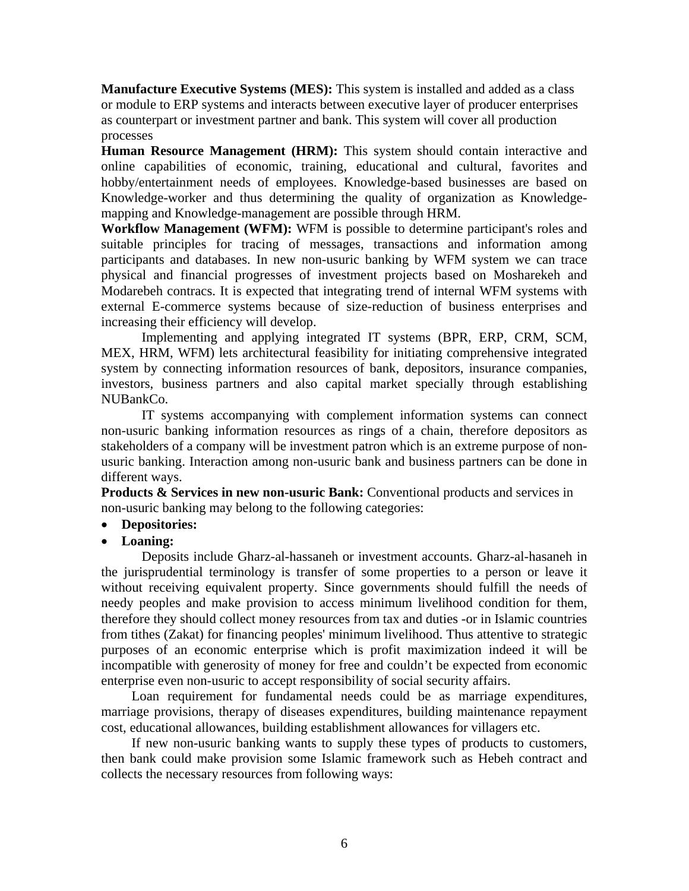**Manufacture Executive Systems (MES):** This system is installed and added as a class or module to ERP systems and interacts between executive layer of producer enterprises as counterpart or investment partner and bank. This system will cover all production processes

**Human Resource Management (HRM):** This system should contain interactive and online capabilities of economic, training, educational and cultural, favorites and hobby/entertainment needs of employees. Knowledge-based businesses are based on Knowledge-worker and thus determining the quality of organization as Knowledge-mapping and Knowledge-management are possible through HRM.

**Workflow Management (WFM):** WFM is possible to determine participant's roles and suitable principles for tracing of messages, transactions and information among participants and databases. In new non-usuric banking by WFM system we can trace physical and financial progresses of investment projects based on Mosharekeh and Modarebeh contracs. It is expected that integrating trend of internal WFM systems with external E-commerce systems because of size-reduction of business enterprises and increasing their efficiency will develop.

Implementing and applying integrated IT systems (BPR, ERP, CRM, SCM, MEX, HRM, WFM) lets architectural feasibility for initiating comprehensive integrated system by connecting information resources of bank, depositors, insurance companies, investors, business partners and also capital market specially through establishing NUBankCo.

IT systems accompanying with complement information systems can connect non-usuric banking information resources as rings of a chain, therefore depositors as stakeholders of a company will be investment patron which is an extreme purpose of non-usuric banking. Interaction among non-usuric bank and business partners can be done in different ways.

**Products & Services in new non-usuric Bank:** Conventional products and services in non-usuric banking may belong to the following categories:

- **Depositories:**
- **Loaning:**

Deposits include Gharz-al-hassaneh or investment accounts. Gharz-al-hasaneh in the jurisprudential terminology is transfer of some properties to a person or leave it without receiving equivalent property. Since governments should fulfill the needs of needy peoples and make provision to access minimum livelihood condition for them, therefore they should collect money resources from tax and duties -or in Islamic countries from tithes (Zakat) for financing peoples' minimum livelihood. Thus attentive to strategic purposes of an economic enterprise which is profit maximization indeed it will be incompatible with generosity of money for free and couldn't be expected from economic enterprise even non-usuric to accept responsibility of social security affairs.

Loan requirement for fundamental needs could be as marriage expenditures, marriage provisions, therapy of diseases expenditures, building maintenance repayment cost, educational allowances, building establishment allowances for villagers etc.

If new non-usuric banking wants to supply these types of products to customers, then bank could make provision some Islamic framework such as Hebeh contract and collects the necessary resources from following ways: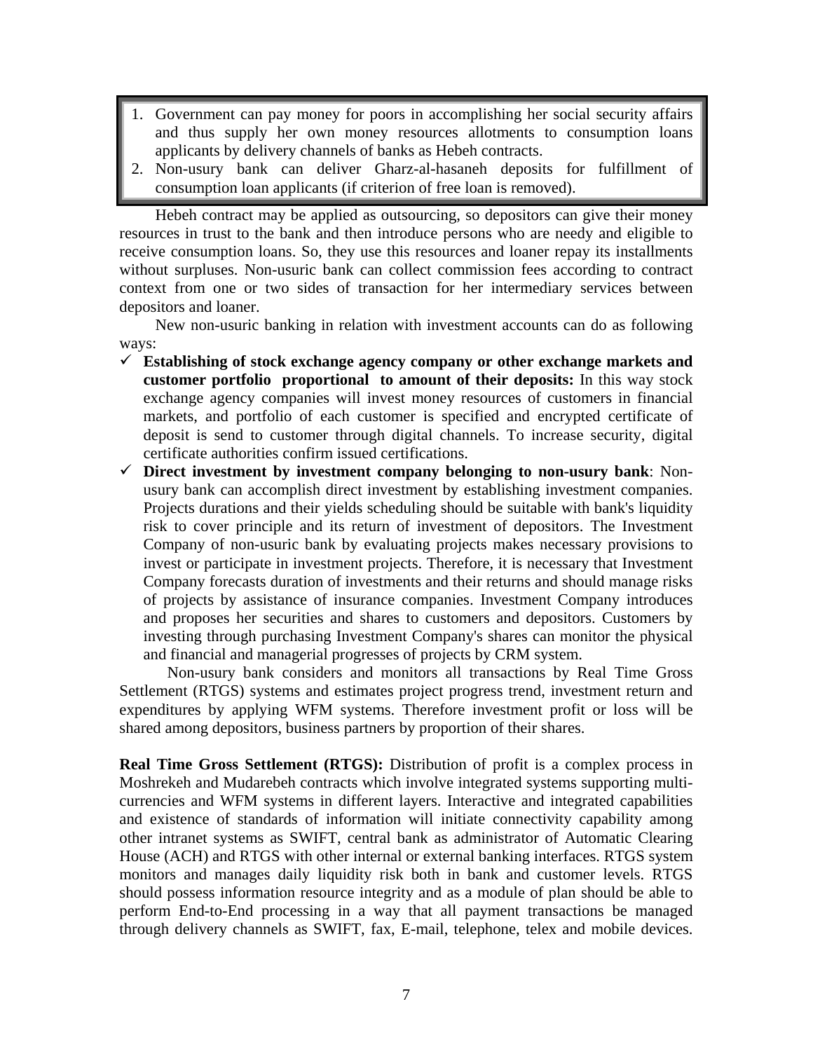1. Government can pay money for poors in accomplishing her social security affairs and thus supply her own money resources allotments to consumption loans applicants by delivery channels of banks as Hebeh contracts.
2. Non-usury bank can deliver Gharz-al-hasaneh deposits for fulfillment of consumption loan applicants (if criterion of free loan is removed).

Hebeh contract may be applied as outsourcing, so depositors can give their money resources in trust to the bank and then introduce persons who are needy and eligible to receive consumption loans. So, they use this resources and loaner repay its installments without surpluses. Non-usuric bank can collect commission fees according to contract context from one or two sides of transaction for her intermediary services between depositors and loaner.

New non-usuric banking in relation with investment accounts can do as following ways:

- ✓ **Establishing of stock exchange agency company or other exchange markets and customer portfolio proportional to amount of their deposits:** In this way stock exchange agency companies will invest money resources of customers in financial markets, and portfolio of each customer is specified and encrypted certificate of deposit is send to customer through digital channels. To increase security, digital certificate authorities confirm issued certifications.
- ✓ **Direct investment by investment company belonging to non-usury bank**: Non-usury bank can accomplish direct investment by establishing investment companies. Projects durations and their yields scheduling should be suitable with bank's liquidity risk to cover principle and its return of investment of depositors. The Investment Company of non-usuric bank by evaluating projects makes necessary provisions to invest or participate in investment projects. Therefore, it is necessary that Investment Company forecasts duration of investments and their returns and should manage risks of projects by assistance of insurance companies. Investment Company introduces and proposes her securities and shares to customers and depositors. Customers by investing through purchasing Investment Company's shares can monitor the physical and financial and managerial progresses of projects by CRM system.

Non-usury bank considers and monitors all transactions by Real Time Gross Settlement (RTGS) systems and estimates project progress trend, investment return and expenditures by applying WFM systems. Therefore investment profit or loss will be shared among depositors, business partners by proportion of their shares.

**Real Time Gross Settlement (RTGS):** Distribution of profit is a complex process in Moshrekeh and Mudarebeh contracts which involve integrated systems supporting multi-currencies and WFM systems in different layers. Interactive and integrated capabilities and existence of standards of information will initiate connectivity capability among other intranet systems as SWIFT, central bank as administrator of Automatic Clearing House (ACH) and RTGS with other internal or external banking interfaces. RTGS system monitors and manages daily liquidity risk both in bank and customer levels. RTGS should possess information resource integrity and as a module of plan should be able to perform End-to-End processing in a way that all payment transactions be managed through delivery channels as SWIFT, fax, E-mail, telephone, telex and mobile devices.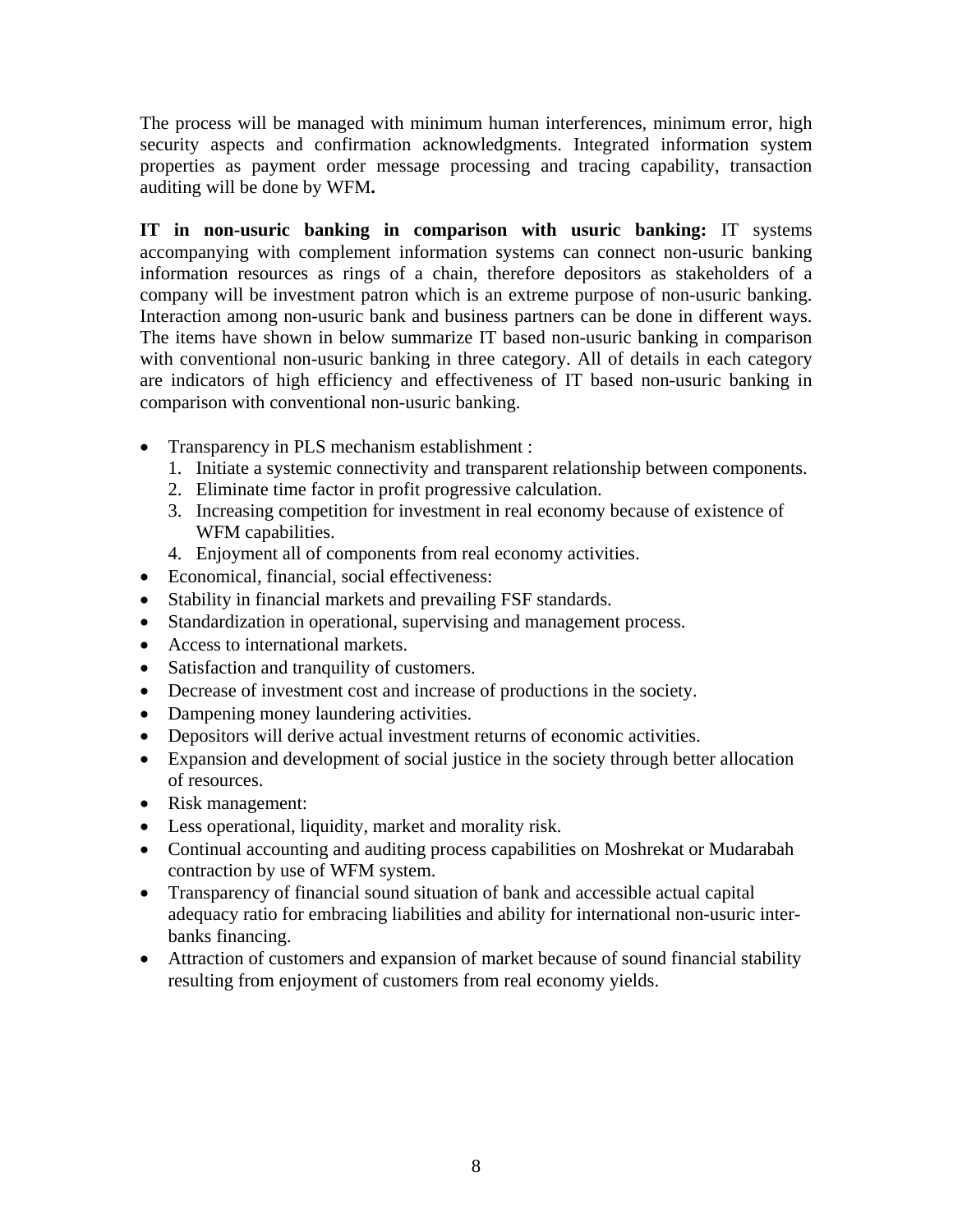The process will be managed with minimum human interferences, minimum error, high security aspects and confirmation acknowledgments. Integrated information system properties as payment order message processing and tracing capability, transaction auditing will be done by WFM**.**

**IT in non-usuric banking in comparison with usuric banking:** IT systems accompanying with complement information systems can connect non-usuric banking information resources as rings of a chain, therefore depositors as stakeholders of a company will be investment patron which is an extreme purpose of non-usuric banking. Interaction among non-usuric bank and business partners can be done in different ways. The items have shown in below summarize IT based non-usuric banking in comparison with conventional non-usuric banking in three category. All of details in each category are indicators of high efficiency and effectiveness of IT based non-usuric banking in comparison with conventional non-usuric banking.

- Transparency in PLS mechanism establishment :
  1. Initiate a systemic connectivity and transparent relationship between components.
  2. Eliminate time factor in profit progressive calculation.
  3. Increasing competition for investment in real economy because of existence of WFM capabilities.
  4. Enjoyment all of components from real economy activities.
- Economical, financial, social effectiveness:
- Stability in financial markets and prevailing FSF standards.
- Standardization in operational, supervising and management process.
- Access to international markets.
- Satisfaction and tranquility of customers.
- Decrease of investment cost and increase of productions in the society.
- Dampening money laundering activities.
- Depositors will derive actual investment returns of economic activities.
- Expansion and development of social justice in the society through better allocation of resources.
- Risk management:
- Less operational, liquidity, market and morality risk.
- Continual accounting and auditing process capabilities on Moshrekat or Mudarabah contraction by use of WFM system.
- Transparency of financial sound situation of bank and accessible actual capital adequacy ratio for embracing liabilities and ability for international non-usuric inter-banks financing.
- Attraction of customers and expansion of market because of sound financial stability resulting from enjoyment of customers from real economy yields.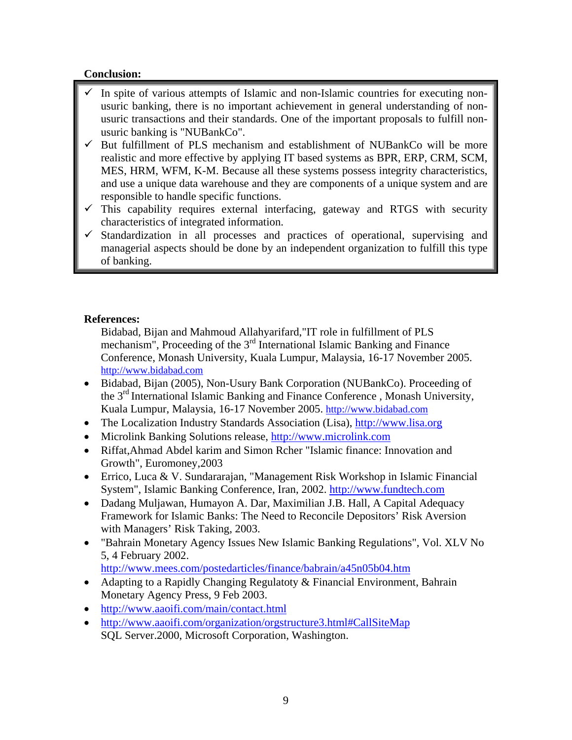**Conclusion:**

- ✓ In spite of various attempts of Islamic and non-Islamic countries for executing non-usuric banking, there is no important achievement in general understanding of non-usuric transactions and their standards. One of the important proposals to fulfill non-usuric banking is "NUBankCo".
- ✓ But fulfillment of PLS mechanism and establishment of NUBankCo will be more realistic and more effective by applying IT based systems as BPR, ERP, CRM, SCM, MES, HRM, WFM, K-M. Because all these systems possess integrity characteristics, and use a unique data warehouse and they are components of a unique system and are responsible to handle specific functions.
- ✓ This capability requires external interfacing, gateway and RTGS with security characteristics of integrated information.
- ✓ Standardization in all processes and practices of operational, supervising and managerial aspects should be done by an independent organization to fulfill this type of banking.

**References:**

Bidabad, Bijan and Mahmoud Allahyarifard,"IT role in fulfillment of PLS mechanism", Proceeding of the 3rd International Islamic Banking and Finance Conference, Monash University, Kuala Lumpur, Malaysia, 16-17 November 2005. http://www.bidabad.com

- Bidabad, Bijan (2005), Non-Usury Bank Corporation (NUBankCo). Proceeding of the 3rd International Islamic Banking and Finance Conference , Monash University, Kuala Lumpur, Malaysia, 16-17 November 2005. http://www.bidabad.com
- The Localization Industry Standards Association (Lisa), http://www.lisa.org
- Microlink Banking Solutions release, http://www.microlink.com
- Riffat,Ahmad Abdel karim and Simon Rcher "Islamic finance: Innovation and Growth", Euromoney,2003
- Errico, Luca & V. Sundararajan, "Management Risk Workshop in Islamic Financial System", Islamic Banking Conference, Iran, 2002. http://www.fundtech.com
- Dadang Muljawan, Humayon A. Dar, Maximilian J.B. Hall, A Capital Adequacy Framework for Islamic Banks: The Need to Reconcile Depositors' Risk Aversion with Managers' Risk Taking, 2003.
- "Bahrain Monetary Agency Issues New Islamic Banking Regulations", Vol. XLV No 5, 4 February 2002. http://www.mees.com/postedarticles/finance/babrain/a45n05b04.htm
- Adapting to a Rapidly Changing Regulatoty & Financial Environment, Bahrain Monetary Agency Press, 9 Feb 2003.
- http://www.aaoifi.com/main/contact.html
- http://www.aaoifi.com/organization/orgstructure3.html#CallSiteMap SQL Server.2000, Microsoft Corporation, Washington.